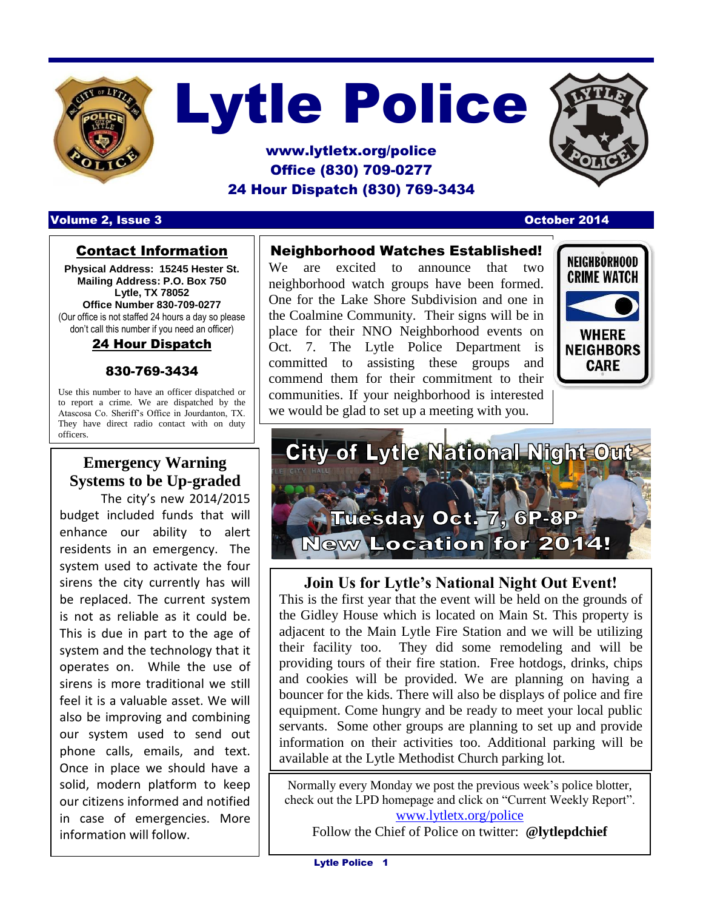# Lytle Police

**www.lytletx.org/police**
**Office (830) 709-0277**
**24 Hour Dispatch (830) 769-3434**

**Volume 2, Issue 3** — **October 2014**

## Contact Information

**Physical Address: 15245 Hester St.**
**Mailing Address: P.O. Box 750**
**Lytle, TX 78052**
**Office Number 830-709-0277**
(Our office is not staffed 24 hours a day so please don't call this number if you need an officer)

### 24 Hour Dispatch

**830-769-3434**

Use this number to have an officer dispatched or to report a crime. We are dispatched by the Atascosa Co. Sheriff's Office in Jourdanton, TX. They have direct radio contact with on duty officers.

## Emergency Warning Systems to be Up-graded

The city's new 2014/2015 budget included funds that will enhance our ability to alert residents in an emergency. The system used to activate the four sirens the city currently has will be replaced. The current system is not as reliable as it could be. This is due in part to the age of system and the technology that it operates on. While the use of sirens is more traditional we still feel it is a valuable asset. We will also be improving and combining our system used to send out phone calls, emails, and text. Once in place we should have a solid, modern platform to keep our citizens informed and notified in case of emergencies. More information will follow.

## Neighborhood Watches Established!

We are excited to announce that two neighborhood watch groups have been formed. One for the Lake Shore Subdivision and one in the Coalmine Community. Their signs will be in place for their NNO Neighborhood events on Oct. 7. The Lytle Police Department is committed to assisting these groups and commend them for their commitment to their communities. If your neighborhood is interested we would be glad to set up a meeting with you.

NEIGHBORHOOD CRIME WATCH — WHERE NEIGHBORS CARE

**City of Lytle National Night Out**
**Tuesday Oct. 7, 6P-8P**
**New Location for 2014!**

## Join Us for Lytle's National Night Out Event!

This is the first year that the event will be held on the grounds of the Gidley House which is located on Main St. This property is adjacent to the Main Lytle Fire Station and we will be utilizing their facility too. They did some remodeling and will be providing tours of their fire station. Free hotdogs, drinks, chips and cookies will be provided. We are planning on having a bouncer for the kids. There will also be displays of police and fire equipment. Come hungry and be ready to meet your local public servants. Some other groups are planning to set up and provide information on their activities too. Additional parking will be available at the Lytle Methodist Church parking lot.

Normally every Monday we post the previous week's police blotter, check out the LPD homepage and click on "Current Weekly Report".
www.lytletx.org/police
Follow the Chief of Police on twitter: **@lytlepdchief**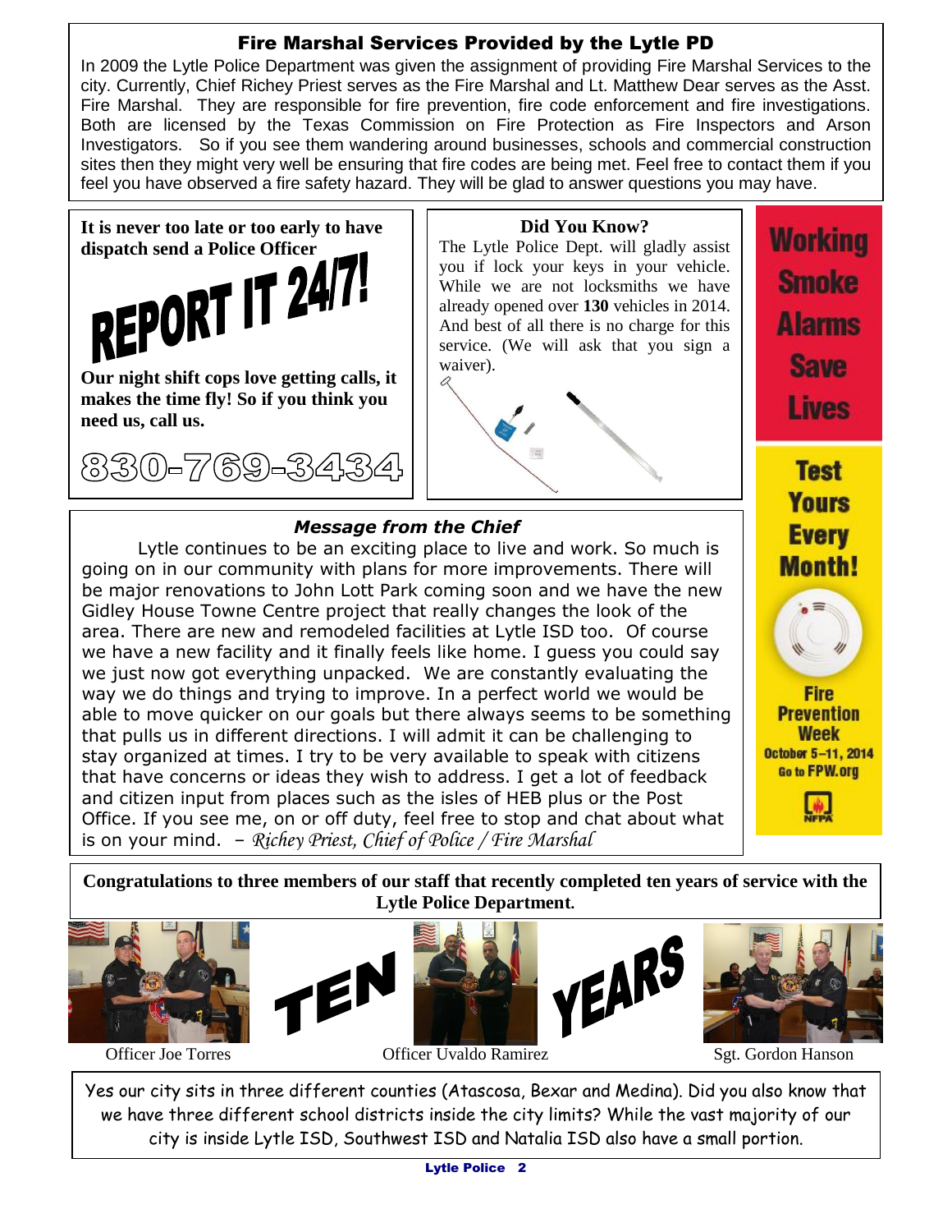## Fire Marshal Services Provided by the Lytle PD

In 2009 the Lytle Police Department was given the assignment of providing Fire Marshal Services to the city. Currently, Chief Richey Priest serves as the Fire Marshal and Lt. Matthew Dear serves as the Asst. Fire Marshal. They are responsible for fire prevention, fire code enforcement and fire investigations. Both are licensed by the Texas Commission on Fire Protection as Fire Inspectors and Arson Investigators. So if you see them wandering around businesses, schools and commercial construction sites then they might very well be ensuring that fire codes are being met. Feel free to contact them if you feel you have observed a fire safety hazard. They will be glad to answer questions you may have.

**It is never too late or too early to have dispatch send a Police Officer**

# REPORT IT 24/7!

**Our night shift cops love getting calls, it makes the time fly! So if you think you need us, call us.**

# 830-769-3434

### Did You Know?

The Lytle Police Dept. will gladly assist you if lock your keys in your vehicle. While we are not locksmiths we have already opened over **130** vehicles in 2014. And best of all there is no charge for this service. (We will ask that you sign a waiver).

**Working Smoke Alarms Save Lives**

**Test Yours Every Month!**

**Fire Prevention Week**
October 5–11, 2014
Go to FPW.org

NFPA

### *Message from the Chief*

Lytle continues to be an exciting place to live and work. So much is going on in our community with plans for more improvements. There will be major renovations to John Lott Park coming soon and we have the new Gidley House Towne Centre project that really changes the look of the area. There are new and remodeled facilities at Lytle ISD too. Of course we have a new facility and it finally feels like home. I guess you could say we just now got everything unpacked. We are constantly evaluating the way we do things and trying to improve. In a perfect world we would be able to move quicker on our goals but there always seems to be something that pulls us in different directions. I will admit it can be challenging to stay organized at times. I try to be very available to speak with citizens that have concerns or ideas they wish to address. I get a lot of feedback and citizen input from places such as the isles of HEB plus or the Post Office. If you see me, on or off duty, feel free to stop and chat about what is on your mind. – *Richey Priest, Chief of Police / Fire Marshal*

**Congratulations to three members of our staff that recently completed ten years of service with the Lytle Police Department.**

TEN YEARS

Officer Joe Torres

Officer Uvaldo Ramirez

Sgt. Gordon Hanson

Yes our city sits in three different counties (Atascosa, Bexar and Medina). Did you also know that we have three different school districts inside the city limits? While the vast majority of our city is inside Lytle ISD, Southwest ISD and Natalia ISD also have a small portion.